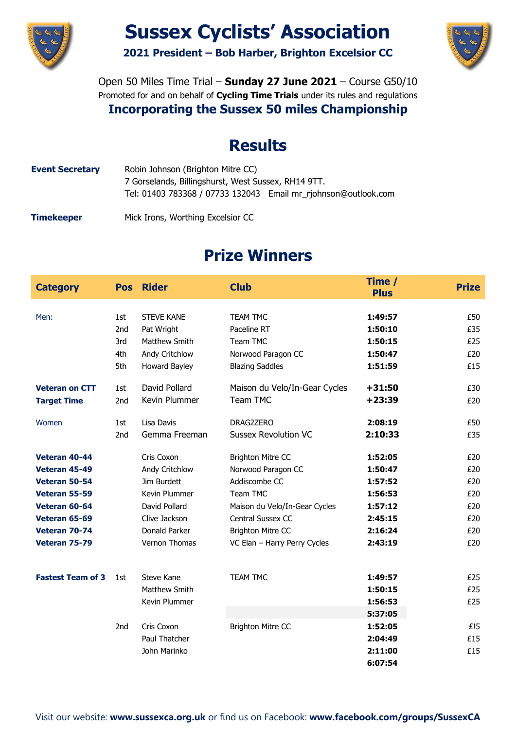# Sussex Cyclists' Association

**2021 President – Bob Harber, Brighton Excelsior CC**

Open 50 Miles Time Trial – **Sunday 27 June 2021** – Course G50/10

Promoted for and on behalf of **Cycling Time Trials** under its rules and regulations

**Incorporating the Sussex 50 miles Championship**

## Results

**Event Secretary** Robin Johnson (Brighton Mitre CC)
7 Gorselands, Billingshurst, West Sussex, RH14 9TT.
Tel: 01403 783368 / 07733 132043 Email mr_rjohnson@outlook.com

**Timekeeper** Mick Irons, Worthing Excelsior CC

## Prize Winners

| Category | Pos | Rider | Club | Time / Plus | Prize |
|---|---|---|---|---|---|
| Men: | 1st | STEVE KANE | TEAM TMC | **1:49:57** | £50 |
| | 2nd | Pat Wright | Paceline RT | **1:50:10** | £35 |
| | 3rd | Matthew Smith | Team TMC | **1:50:15** | £25 |
| | 4th | Andy Critchlow | Norwood Paragon CC | **1:50:47** | £20 |
| | 5th | Howard Bayley | Blazing Saddles | **1:51:59** | £15 |
| **Veteran on CTT** | 1st | David Pollard | Maison du Velo/In-Gear Cycles | **+31:50** | £30 |
| **Target Time** | 2nd | Kevin Plummer | Team TMC | **+23:39** | £20 |
| Women | 1st | Lisa Davis | DRAG2ZERO | **2:08:19** | £50 |
| | 2nd | Gemma Freeman | Sussex Revolution VC | **2:10:33** | £35 |
| **Veteran 40-44** | | Cris Coxon | Brighton Mitre CC | **1:52:05** | £20 |
| **Veteran 45-49** | | Andy Critchlow | Norwood Paragon CC | **1:50:47** | £20 |
| **Veteran 50-54** | | Jim Burdett | Addiscombe CC | **1:57:52** | £20 |
| **Veteran 55-59** | | Kevin Plummer | Team TMC | **1:56:53** | £20 |
| **Veteran 60-64** | | David Pollard | Maison du Velo/In-Gear Cycles | **1:57:12** | £20 |
| **Veteran 65-69** | | Clive Jackson | Central Sussex CC | **2:45:15** | £20 |
| **Veteran 70-74** | | Donald Parker | Brighton Mitre CC | **2:16:24** | £20 |
| **Veteran 75-79** | | Vernon Thomas | VC Elan – Harry Perry Cycles | **2:43:19** | £20 |
| **Fastest Team of 3** | 1st | Steve Kane | TEAM TMC | **1:49:57** | £25 |
| | | Matthew Smith | | **1:50:15** | £25 |
| | | Kevin Plummer | | **1:56:53** | £25 |
| | | | | **5:37:05** | |
| | 2nd | Cris Coxon | Brighton Mitre CC | **1:52:05** | £!5 |
| | | Paul Thatcher | | **2:04:49** | £15 |
| | | John Marinko | | **2:11:00** | £15 |
| | | | | **6:07:54** | |

Visit our website: **www.sussexca.org.uk** or find us on Facebook: **www.facebook.com/groups/SussexCA**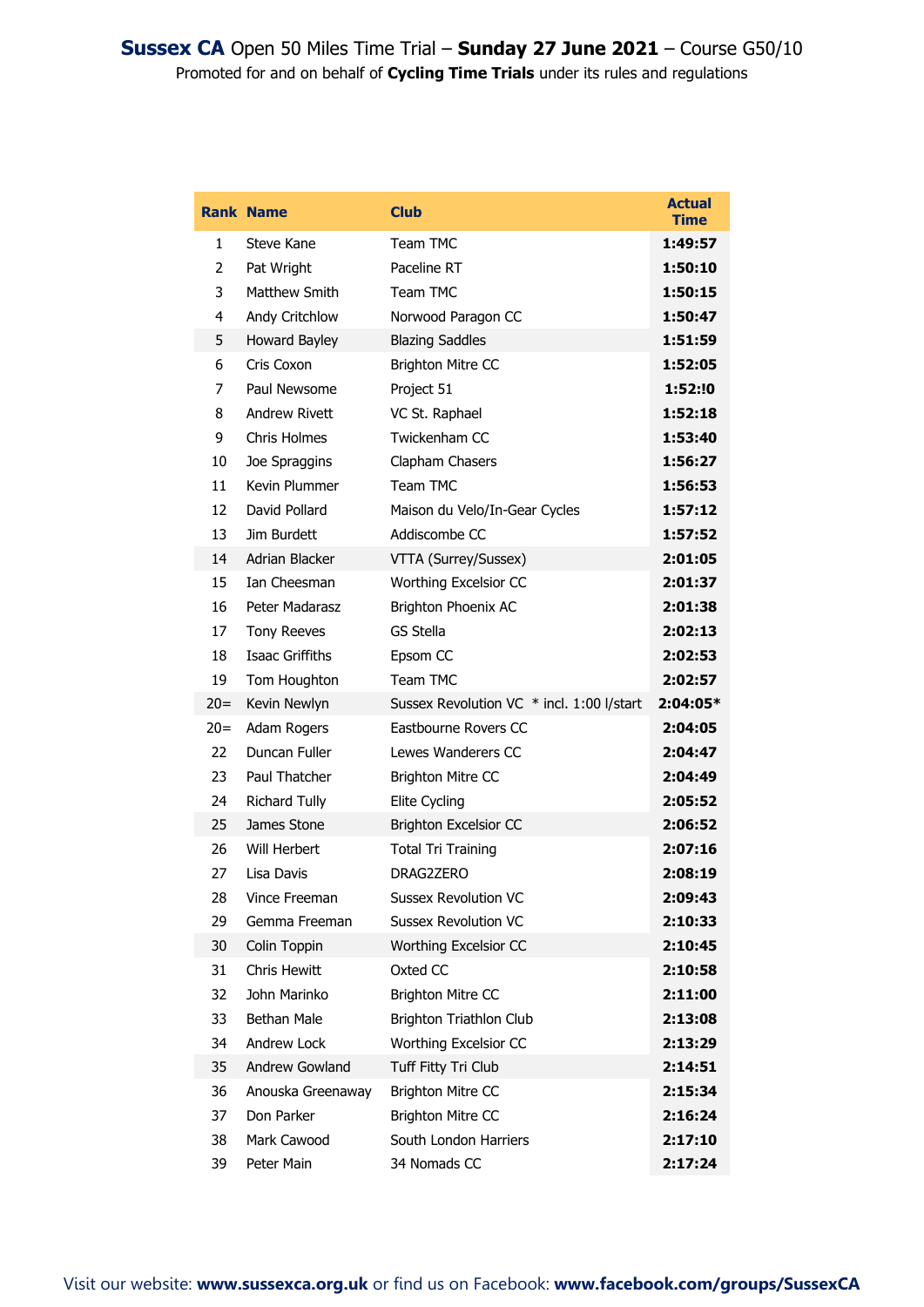# **Sussex CA** Open 50 Miles Time Trial – **Sunday 27 June 2021** – Course G50/10

Promoted for and on behalf of **Cycling Time Trials** under its rules and regulations

| Rank | Name | Club | Actual Time |
|---|---|---|---|
| 1 | Steve Kane | Team TMC | **1:49:57** |
| 2 | Pat Wright | Paceline RT | **1:50:10** |
| 3 | Matthew Smith | Team TMC | **1:50:15** |
| 4 | Andy Critchlow | Norwood Paragon CC | **1:50:47** |
| 5 | Howard Bayley | Blazing Saddles | **1:51:59** |
| 6 | Cris Coxon | Brighton Mitre CC | **1:52:05** |
| 7 | Paul Newsome | Project 51 | **1:52:!0** |
| 8 | Andrew Rivett | VC St. Raphael | **1:52:18** |
| 9 | Chris Holmes | Twickenham CC | **1:53:40** |
| 10 | Joe Spraggins | Clapham Chasers | **1:56:27** |
| 11 | Kevin Plummer | Team TMC | **1:56:53** |
| 12 | David Pollard | Maison du Velo/In-Gear Cycles | **1:57:12** |
| 13 | Jim Burdett | Addiscombe CC | **1:57:52** |
| 14 | Adrian Blacker | VTTA (Surrey/Sussex) | **2:01:05** |
| 15 | Ian Cheesman | Worthing Excelsior CC | **2:01:37** |
| 16 | Peter Madarasz | Brighton Phoenix AC | **2:01:38** |
| 17 | Tony Reeves | GS Stella | **2:02:13** |
| 18 | Isaac Griffiths | Epsom CC | **2:02:53** |
| 19 | Tom Houghton | Team TMC | **2:02:57** |
| 20= | Kevin Newlyn | Sussex Revolution VC * incl. 1:00 l/start | **2:04:05*** |
| 20= | Adam Rogers | Eastbourne Rovers CC | **2:04:05** |
| 22 | Duncan Fuller | Lewes Wanderers CC | **2:04:47** |
| 23 | Paul Thatcher | Brighton Mitre CC | **2:04:49** |
| 24 | Richard Tully | Elite Cycling | **2:05:52** |
| 25 | James Stone | Brighton Excelsior CC | **2:06:52** |
| 26 | Will Herbert | Total Tri Training | **2:07:16** |
| 27 | Lisa Davis | DRAG2ZERO | **2:08:19** |
| 28 | Vince Freeman | Sussex Revolution VC | **2:09:43** |
| 29 | Gemma Freeman | Sussex Revolution VC | **2:10:33** |
| 30 | Colin Toppin | Worthing Excelsior CC | **2:10:45** |
| 31 | Chris Hewitt | Oxted CC | **2:10:58** |
| 32 | John Marinko | Brighton Mitre CC | **2:11:00** |
| 33 | Bethan Male | Brighton Triathlon Club | **2:13:08** |
| 34 | Andrew Lock | Worthing Excelsior CC | **2:13:29** |
| 35 | Andrew Gowland | Tuff Fitty Tri Club | **2:14:51** |
| 36 | Anouska Greenaway | Brighton Mitre CC | **2:15:34** |
| 37 | Don Parker | Brighton Mitre CC | **2:16:24** |
| 38 | Mark Cawood | South London Harriers | **2:17:10** |
| 39 | Peter Main | 34 Nomads CC | **2:17:24** |

Visit our website: **www.sussexca.org.uk** or find us on Facebook: **www.facebook.com/groups/SussexCA**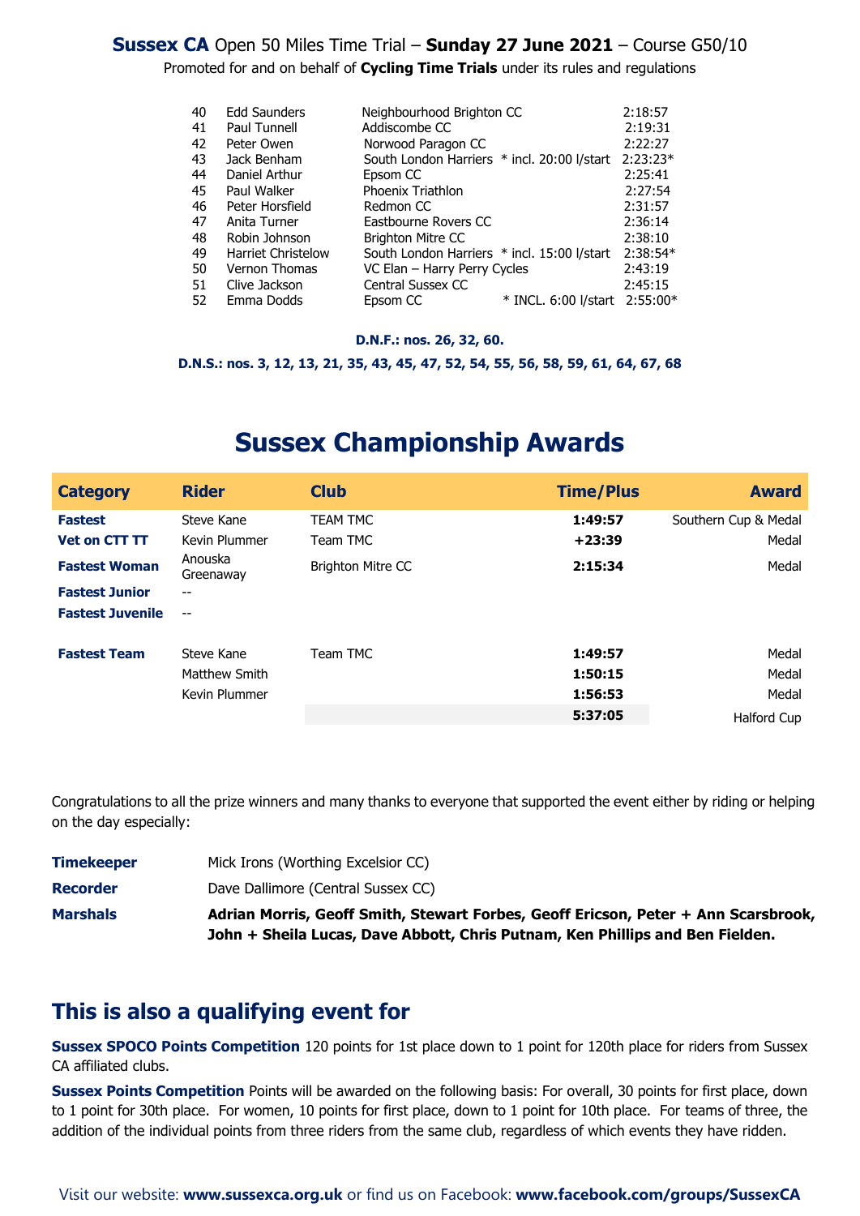**Sussex CA** Open 50 Miles Time Trial – **Sunday 27 June 2021** – Course G50/10

Promoted for and on behalf of **Cycling Time Trials** under its rules and regulations

| | | | | |
|---|---|---|---|---|
| 40 | Edd Saunders | Neighbourhood Brighton CC | | 2:18:57 |
| 41 | Paul Tunnell | Addiscombe CC | | 2:19:31 |
| 42 | Peter Owen | Norwood Paragon CC | | 2:22:27 |
| 43 | Jack Benham | South London Harriers | * incl. 20:00 l/start | 2:23:23* |
| 44 | Daniel Arthur | Epsom CC | | 2:25:41 |
| 45 | Paul Walker | Phoenix Triathlon | | 2:27:54 |
| 46 | Peter Horsfield | Redmon CC | | 2:31:57 |
| 47 | Anita Turner | Eastbourne Rovers CC | | 2:36:14 |
| 48 | Robin Johnson | Brighton Mitre CC | | 2:38:10 |
| 49 | Harriet Christelow | South London Harriers | * incl. 15:00 l/start | 2:38:54* |
| 50 | Vernon Thomas | VC Elan – Harry Perry Cycles | | 2:43:19 |
| 51 | Clive Jackson | Central Sussex CC | | 2:45:15 |
| 52 | Emma Dodds | Epsom CC | * INCL. 6:00 l/start | 2:55:00* |

**D.N.F.: nos. 26, 32, 60.**

**D.N.S.: nos. 3, 12, 13, 21, 35, 43, 45, 47, 52, 54, 55, 56, 58, 59, 61, 64, 67, 68**

# Sussex Championship Awards

| Category | Rider | Club | Time/Plus | Award |
|---|---|---|---|---|
| **Fastest** | Steve Kane | TEAM TMC | **1:49:57** | Southern Cup & Medal |
| **Vet on CTT TT** | Kevin Plummer | Team TMC | **+23:39** | Medal |
| **Fastest Woman** | Anouska Greenaway | Brighton Mitre CC | **2:15:34** | Medal |
| **Fastest Junior** | -- | | | |
| **Fastest Juvenile** | -- | | | |
| **Fastest Team** | Steve Kane | Team TMC | **1:49:57** | Medal |
| | Matthew Smith | | **1:50:15** | Medal |
| | Kevin Plummer | | **1:56:53** | Medal |
| | | | **5:37:05** | Halford Cup |

Congratulations to all the prize winners and many thanks to everyone that supported the event either by riding or helping on the day especially:

| | |
|---|---|
| **Timekeeper** | Mick Irons (Worthing Excelsior CC) |
| **Recorder** | Dave Dallimore (Central Sussex CC) |
| **Marshals** | **Adrian Morris, Geoff Smith, Stewart Forbes, Geoff Ericson, Peter + Ann Scarsbrook, John + Sheila Lucas, Dave Abbott, Chris Putnam, Ken Phillips and Ben Fielden.** |

## This is also a qualifying event for

**Sussex SPOCO Points Competition** 120 points for 1st place down to 1 point for 120th place for riders from Sussex CA affiliated clubs.

**Sussex Points Competition** Points will be awarded on the following basis: For overall, 30 points for first place, down to 1 point for 30th place. For women, 10 points for first place, down to 1 point for 10th place. For teams of three, the addition of the individual points from three riders from the same club, regardless of which events they have ridden.

Visit our website: **www.sussexca.org.uk** or find us on Facebook: **www.facebook.com/groups/SussexCA**